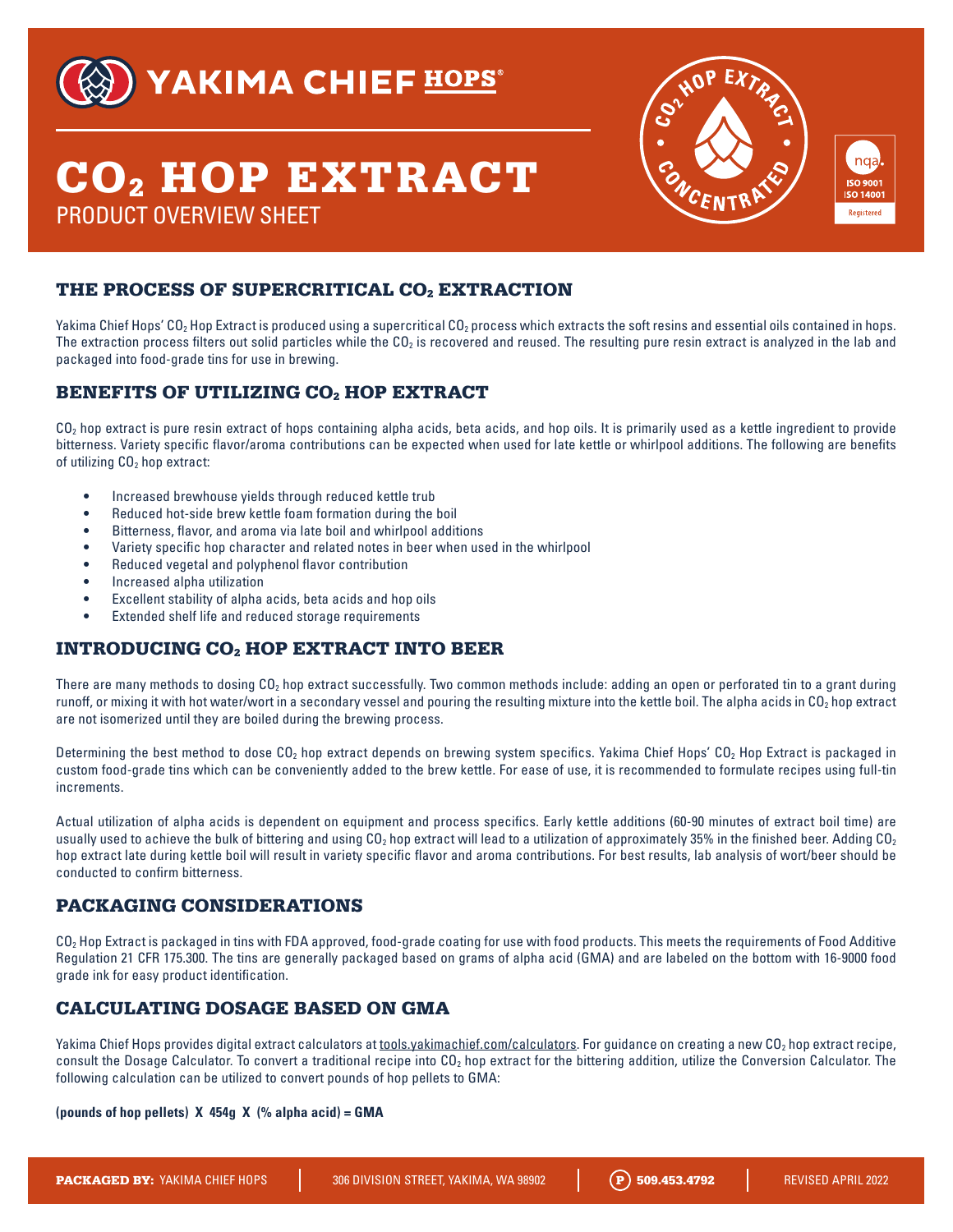YAKIMA CHIEF HOPS®

# $CO_2$ HOP EXTRACT

PRODUCT OVERVIEW SHEET

$CO_2$ HOP EXTRACT CONCENTRATED

nqa. ISO 9001 ISO 14001 Registered

## THE PROCESS OF SUPERCRITICAL $CO_2$ EXTRACTION

Yakima Chief Hops' $CO_2$ Hop Extract is produced using a supercritical $CO_2$ process which extracts the soft resins and essential oils contained in hops. The extraction process filters out solid particles while the $CO_2$ is recovered and reused. The resulting pure resin extract is analyzed in the lab and packaged into food-grade tins for use in brewing.

## BENEFITS OF UTILIZING $CO_2$ HOP EXTRACT

$CO_2$ hop extract is pure resin extract of hops containing alpha acids, beta acids, and hop oils. It is primarily used as a kettle ingredient to provide bitterness. Variety specific flavor/aroma contributions can be expected when used for late kettle or whirlpool additions. The following are benefits of utilizing $CO_2$ hop extract:

- Increased brewhouse yields through reduced kettle trub
- Reduced hot-side brew kettle foam formation during the boil
- Bitterness, flavor, and aroma via late boil and whirlpool additions
- Variety specific hop character and related notes in beer when used in the whirlpool
- Reduced vegetal and polyphenol flavor contribution
- Increased alpha utilization
- Excellent stability of alpha acids, beta acids and hop oils
- Extended shelf life and reduced storage requirements

## INTRODUCING $CO_2$ HOP EXTRACT INTO BEER

There are many methods to dosing $CO_2$ hop extract successfully. Two common methods include: adding an open or perforated tin to a grant during runoff, or mixing it with hot water/wort in a secondary vessel and pouring the resulting mixture into the kettle boil. The alpha acids in $CO_2$ hop extract are not isomerized until they are boiled during the brewing process.

Determining the best method to dose $CO_2$ hop extract depends on brewing system specifics. Yakima Chief Hops' $CO_2$ Hop Extract is packaged in custom food-grade tins which can be conveniently added to the brew kettle. For ease of use, it is recommended to formulate recipes using full-tin increments.

Actual utilization of alpha acids is dependent on equipment and process specifics. Early kettle additions (60-90 minutes of extract boil time) are usually used to achieve the bulk of bittering and using $CO_2$ hop extract will lead to a utilization of approximately 35% in the finished beer. Adding $CO_2$ hop extract late during kettle boil will result in variety specific flavor and aroma contributions. For best results, lab analysis of wort/beer should be conducted to confirm bitterness.

## PACKAGING CONSIDERATIONS

$CO_2$ Hop Extract is packaged in tins with FDA approved, food-grade coating for use with food products. This meets the requirements of Food Additive Regulation 21 CFR 175.300. The tins are generally packaged based on grams of alpha acid (GMA) and are labeled on the bottom with 16-9000 food grade ink for easy product identification.

## CALCULATING DOSAGE BASED ON GMA

Yakima Chief Hops provides digital extract calculators at tools.yakimachief.com/calculators. For guidance on creating a new $CO_2$ hop extract recipe, consult the Dosage Calculator. To convert a traditional recipe into $CO_2$ hop extract for the bittering addition, utilize the Conversion Calculator. The following calculation can be utilized to convert pounds of hop pellets to GMA:

**(pounds of hop pellets) X 454g X (% alpha acid) = GMA**

**PACKAGED BY:** YAKIMA CHIEF HOPS | 306 DIVISION STREET, YAKIMA, WA 98902 | P 509.453.4792 | REVISED APRIL 2022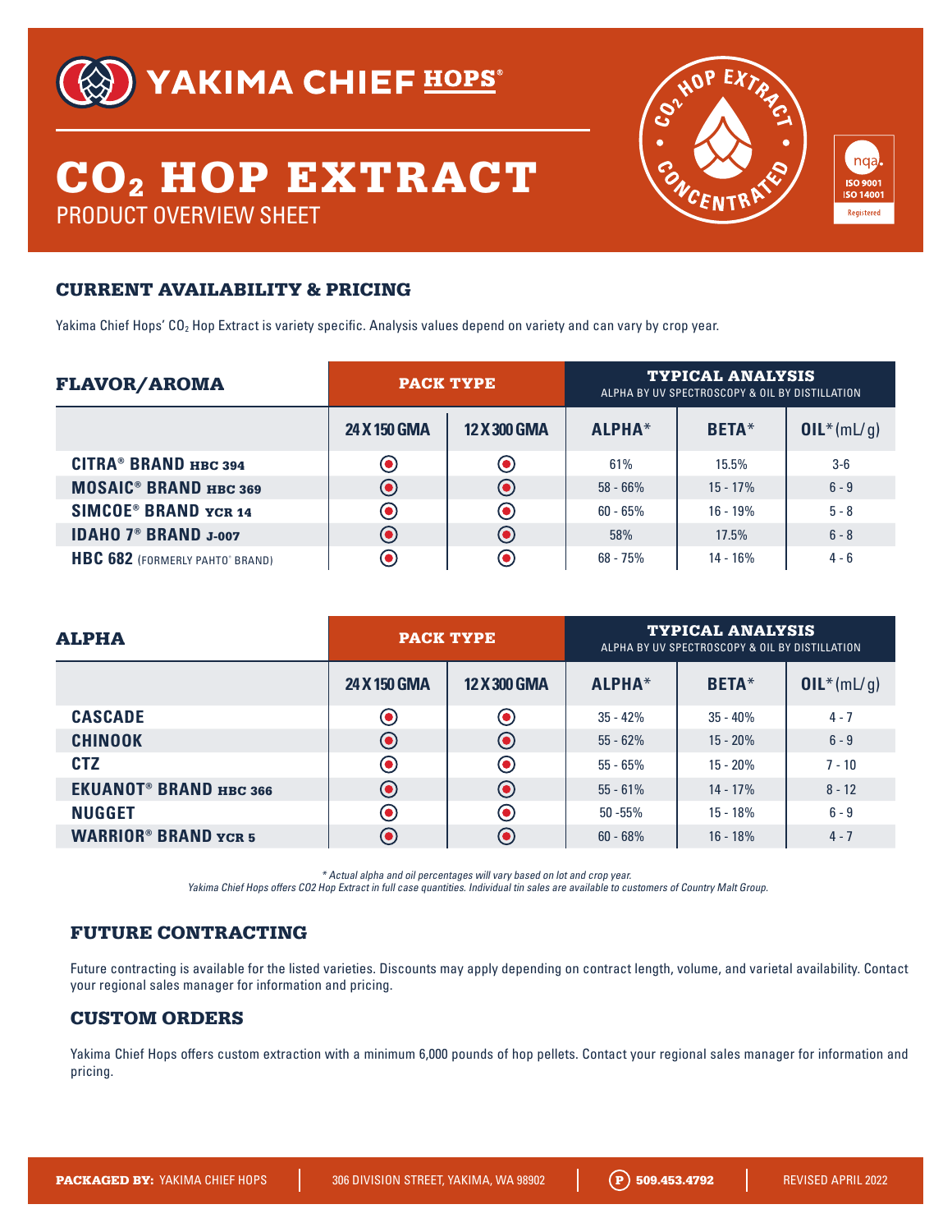YAKIMA CHIEF HOPS®

# $CO_2$ HOP EXTRACT

PRODUCT OVERVIEW SHEET

$CO_2$ HOP EXTRACT • CONCENTRATED •

nqa. ISO 9001 ISO 14001 Registered

## CURRENT AVAILABILITY & PRICING

Yakima Chief Hops' $CO_2$ Hop Extract is variety specific. Analysis values depend on variety and can vary by crop year.

| FLAVOR/AROMA | PACK TYPE | | TYPICAL ANALYSIS ALPHA BY UV SPECTROSCOPY & OIL BY DISTILLATION | | |
|---|---|---|---|---|---|
| | 24 X 150 GMA | 12 X 300 GMA | ALPHA* | BETA* | OIL* (mL/g) |
| CITRA® BRAND HBC 394 | ⦿ | ⦿ | 61% | 15.5% | 3-6 |
| MOSAIC® BRAND HBC 369 | ⦿ | ⦿ | 58 - 66% | 15 - 17% | 6 - 9 |
| SIMCOE® BRAND YCR 14 | ⦿ | ⦿ | 60 - 65% | 16 - 19% | 5 - 8 |
| IDAHO 7® BRAND J-007 | ⦿ | ⦿ | 58% | 17.5% | 6 - 8 |
| HBC 682 (FORMERLY PAHTO® BRAND) | ⦿ | ⦿ | 68 - 75% | 14 - 16% | 4 - 6 |

| ALPHA | PACK TYPE | | TYPICAL ANALYSIS ALPHA BY UV SPECTROSCOPY & OIL BY DISTILLATION | | |
|---|---|---|---|---|---|
| | 24 X 150 GMA | 12 X 300 GMA | ALPHA* | BETA* | OIL* (mL/g) |
| CASCADE | ⦿ | ⦿ | 35 - 42% | 35 - 40% | 4 - 7 |
| CHINOOK | ⦿ | ⦿ | 55 - 62% | 15 - 20% | 6 - 9 |
| CTZ | ⦿ | ⦿ | 55 - 65% | 15 - 20% | 7 - 10 |
| EKUANOT® BRAND HBC 366 | ⦿ | ⦿ | 55 - 61% | 14 - 17% | 8 - 12 |
| NUGGET | ⦿ | ⦿ | 50 -55% | 15 - 18% | 6 - 9 |
| WARRIOR® BRAND YCR 5 | ⦿ | ⦿ | 60 - 68% | 16 - 18% | 4 - 7 |

*\* Actual alpha and oil percentages will vary based on lot and crop year.*

*Yakima Chief Hops offers CO2 Hop Extract in full case quantities. Individual tin sales are available to customers of Country Malt Group.*

## FUTURE CONTRACTING

Future contracting is available for the listed varieties. Discounts may apply depending on contract length, volume, and varietal availability. Contact your regional sales manager for information and pricing.

## CUSTOM ORDERS

Yakima Chief Hops offers custom extraction with a minimum 6,000 pounds of hop pellets. Contact your regional sales manager for information and pricing.

**PACKAGED BY:** YAKIMA CHIEF HOPS | 306 DIVISION STREET, YAKIMA, WA 98902 | (P) **509.453.4792** | REVISED APRIL 2022